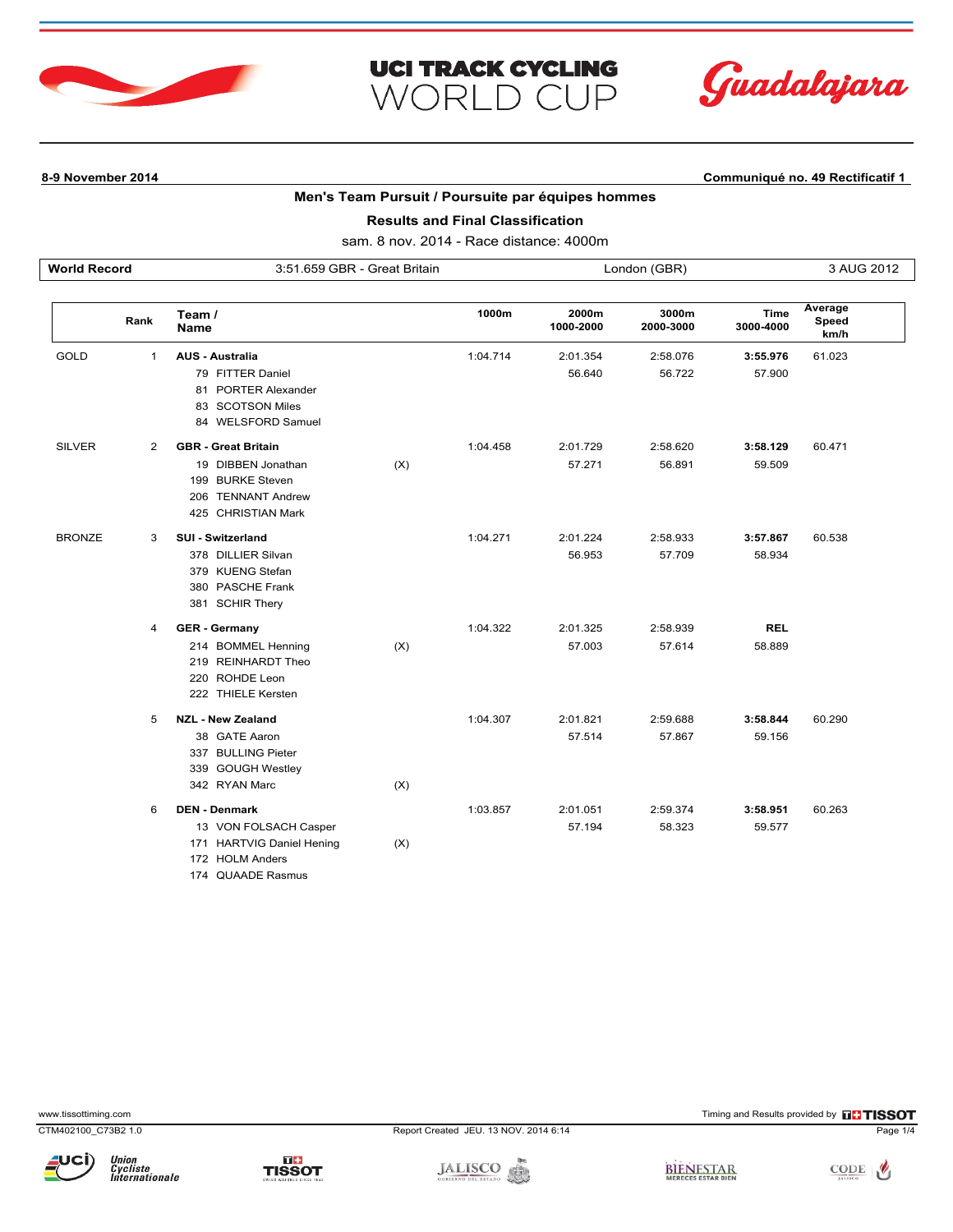# UCI TRACK CYCLING WORLD CUP

Guadalajara

**8-9 November 2014** | **Communiqué no. 49 Rectificatif 1**

## Men's Team Pursuit / Poursuite par équipes hommes

### Results and Final Classification

sam. 8 nov. 2014 - Race distance: 4000m

| World Record | 3:51.659 GBR - Great Britain | London (GBR) | 3 AUG 2012 |
|---|---|---|---|

| | Rank | Team / Name | | 1000m | 2000m 1000-2000 | 3000m 2000-3000 | Time 3000-4000 | Average Speed km/h |
|---|---|---|---|---|---|---|---|---|
| GOLD | 1 | **AUS - Australia** | | 1:04.714 | 2:01.354 | 2:58.076 | **3:55.976** | 61.023 |
| | | 79 FITTER Daniel | | | 56.640 | 56.722 | 57.900 | |
| | | 81 PORTER Alexander | | | | | | |
| | | 83 SCOTSON Miles | | | | | | |
| | | 84 WELSFORD Samuel | | | | | | |
| SILVER | 2 | **GBR - Great Britain** | | 1:04.458 | 2:01.729 | 2:58.620 | **3:58.129** | 60.471 |
| | | 19 DIBBEN Jonathan | (X) | | 57.271 | 56.891 | 59.509 | |
| | | 199 BURKE Steven | | | | | | |
| | | 206 TENNANT Andrew | | | | | | |
| | | 425 CHRISTIAN Mark | | | | | | |
| BRONZE | 3 | **SUI - Switzerland** | | 1:04.271 | 2:01.224 | 2:58.933 | **3:57.867** | 60.538 |
| | | 378 DILLIER Silvan | | | 56.953 | 57.709 | 58.934 | |
| | | 379 KUENG Stefan | | | | | | |
| | | 380 PASCHE Frank | | | | | | |
| | | 381 SCHIR Thery | | | | | | |
| | 4 | **GER - Germany** | | 1:04.322 | 2:01.325 | 2:58.939 | **REL** | |
| | | 214 BOMMEL Henning | (X) | | 57.003 | 57.614 | 58.889 | |
| | | 219 REINHARDT Theo | | | | | | |
| | | 220 ROHDE Leon | | | | | | |
| | | 222 THIELE Kersten | | | | | | |
| | 5 | **NZL - New Zealand** | | 1:04.307 | 2:01.821 | 2:59.688 | **3:58.844** | 60.290 |
| | | 38 GATE Aaron | | | 57.514 | 57.867 | 59.156 | |
| | | 337 BULLING Pieter | | | | | | |
| | | 339 GOUGH Westley | | | | | | |
| | | 342 RYAN Marc | (X) | | | | | |
| | 6 | **DEN - Denmark** | | 1:03.857 | 2:01.051 | 2:59.374 | **3:58.951** | 60.263 |
| | | 13 VON FOLSACH Casper | | | 57.194 | 58.323 | 59.577 | |
| | | 171 HARTVIG Daniel Hening | (X) | | | | | |
| | | 172 HOLM Anders | | | | | | |
| | | 174 QUAADE Rasmus | | | | | | |

www.tissottiming.com

CTM402100_C73B2 1.0 — Report Created JEU. 13 NOV. 2014 6:14

Timing and Results provided by TISSOT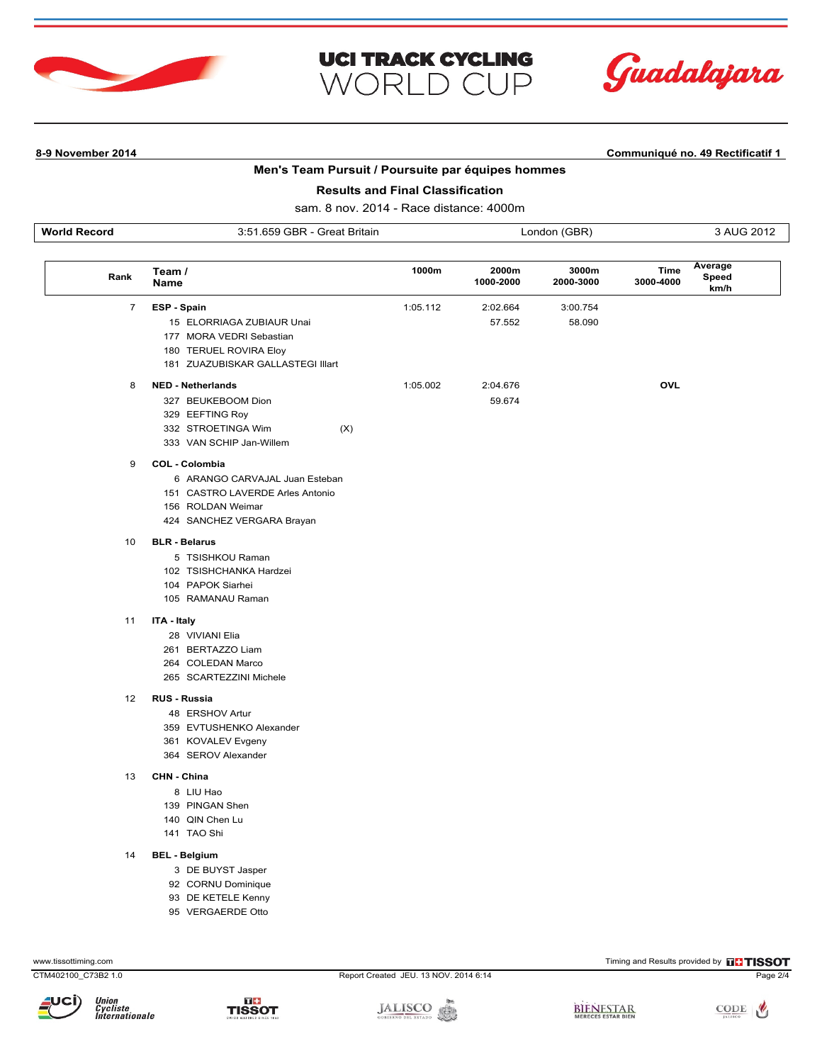**8-9 November 2014** | **Communiqué no. 49 Rectificatif 1**

## Men's Team Pursuit / Poursuite par équipes hommes

### Results and Final Classification

sam. 8 nov. 2014 - Race distance: 4000m

| World Record | 3:51.659 GBR - Great Britain | London (GBR) | 3 AUG 2012 |
|---|---|---|---|

| Rank | Team / Name | | 1000m | 2000m 1000-2000 | 3000m 2000-3000 | Time 3000-4000 | Average Speed km/h |
|---|---|---|---|---|---|---|---|
| 7 | **ESP - Spain** | | 1:05.112 | 2:02.664 | 3:00.754 | | |
| | 15 ELORRIAGA ZUBIAUR Unai | | | 57.552 | 58.090 | | |
| | 177 MORA VEDRI Sebastian | | | | | | |
| | 180 TERUEL ROVIRA Eloy | | | | | | |
| | 181 ZUAZUBISKAR GALLASTEGI Illart | | | | | | |
| 8 | **NED - Netherlands** | | 1:05.002 | 2:04.676 | | **OVL** | |
| | 327 BEUKEBOOM Dion | | | 59.674 | | | |
| | 329 EEFTING Roy | | | | | | |
| | 332 STROETINGA Wim | (X) | | | | | |
| | 333 VAN SCHIP Jan-Willem | | | | | | |
| 9 | **COL - Colombia** | | | | | | |
| | 6 ARANGO CARVAJAL Juan Esteban | | | | | | |
| | 151 CASTRO LAVERDE Arles Antonio | | | | | | |
| | 156 ROLDAN Weimar | | | | | | |
| | 424 SANCHEZ VERGARA Brayan | | | | | | |
| 10 | **BLR - Belarus** | | | | | | |
| | 5 TSISHKOU Raman | | | | | | |
| | 102 TSISHCHANKA Hardzei | | | | | | |
| | 104 PAPOK Siarhei | | | | | | |
| | 105 RAMANAU Raman | | | | | | |
| 11 | **ITA - Italy** | | | | | | |
| | 28 VIVIANI Elia | | | | | | |
| | 261 BERTAZZO Liam | | | | | | |
| | 264 COLEDAN Marco | | | | | | |
| | 265 SCARTEZZINI Michele | | | | | | |
| 12 | **RUS - Russia** | | | | | | |
| | 48 ERSHOV Artur | | | | | | |
| | 359 EVTUSHENKO Alexander | | | | | | |
| | 361 KOVALEV Evgeny | | | | | | |
| | 364 SEROV Alexander | | | | | | |
| 13 | **CHN - China** | | | | | | |
| | 8 LIU Hao | | | | | | |
| | 139 PINGAN Shen | | | | | | |
| | 140 QIN Chen Lu | | | | | | |
| | 141 TAO Shi | | | | | | |
| 14 | **BEL - Belgium** | | | | | | |
| | 3 DE BUYST Jasper | | | | | | |
| | 92 CORNU Dominique | | | | | | |
| | 93 DE KETELE Kenny | | | | | | |
| | 95 VERGAERDE Otto | | | | | | |

www.tissottiming.com — Timing and Results provided by TISSOT

CTM402100_C73B2 1.0 — Report Created JEU. 13 NOV. 2014 6:14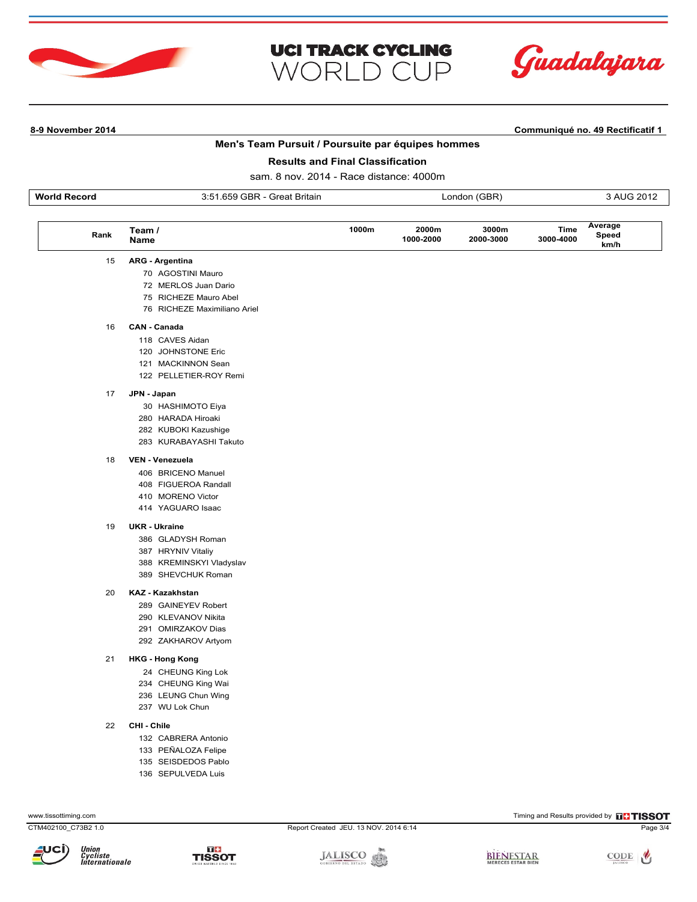8-9 November 2014

Communiqué no. 49 Rectificatif 1

## Men's Team Pursuit / Poursuite par équipes hommes

### Results and Final Classification

sam. 8 nov. 2014 - Race distance: 4000m

| World Record | 3:51.659 GBR - Great Britain | London (GBR) | 3 AUG 2012 |
|---|---|---|---|

| Rank | Team / Name | 1000m | 2000m 1000-2000 | 3000m 2000-3000 | Time 3000-4000 | Average Speed km/h |
|---|---|---|---|---|---|---|
| 15 | **ARG - Argentina** | | | | | |
| | 70 AGOSTINI Mauro | | | | | |
| | 72 MERLOS Juan Dario | | | | | |
| | 75 RICHEZE Mauro Abel | | | | | |
| | 76 RICHEZE Maximiliano Ariel | | | | | |
| 16 | **CAN - Canada** | | | | | |
| | 118 CAVES Aidan | | | | | |
| | 120 JOHNSTONE Eric | | | | | |
| | 121 MACKINNON Sean | | | | | |
| | 122 PELLETIER-ROY Remi | | | | | |
| 17 | **JPN - Japan** | | | | | |
| | 30 HASHIMOTO Eiya | | | | | |
| | 280 HARADA Hiroaki | | | | | |
| | 282 KUBOKI Kazushige | | | | | |
| | 283 KURABAYASHI Takuto | | | | | |
| 18 | **VEN - Venezuela** | | | | | |
| | 406 BRICENO Manuel | | | | | |
| | 408 FIGUEROA Randall | | | | | |
| | 410 MORENO Victor | | | | | |
| | 414 YAGUARO Isaac | | | | | |
| 19 | **UKR - Ukraine** | | | | | |
| | 386 GLADYSH Roman | | | | | |
| | 387 HRYNIV Vitaliy | | | | | |
| | 388 KREMINSKYI Vladyslav | | | | | |
| | 389 SHEVCHUK Roman | | | | | |
| 20 | **KAZ - Kazakhstan** | | | | | |
| | 289 GAINEYEV Robert | | | | | |
| | 290 KLEVANOV Nikita | | | | | |
| | 291 OMIRZAKOV Dias | | | | | |
| | 292 ZAKHAROV Artyom | | | | | |
| 21 | **HKG - Hong Kong** | | | | | |
| | 24 CHEUNG King Lok | | | | | |
| | 234 CHEUNG King Wai | | | | | |
| | 236 LEUNG Chun Wing | | | | | |
| | 237 WU Lok Chun | | | | | |
| 22 | **CHI - Chile** | | | | | |
| | 132 CABRERA Antonio | | | | | |
| | 133 PEÑALOZA Felipe | | | | | |
| | 135 SEISDEDOS Pablo | | | | | |
| | 136 SEPULVEDA Luis | | | | | |

Report Created JEU. 13 NOV. 2014 6:14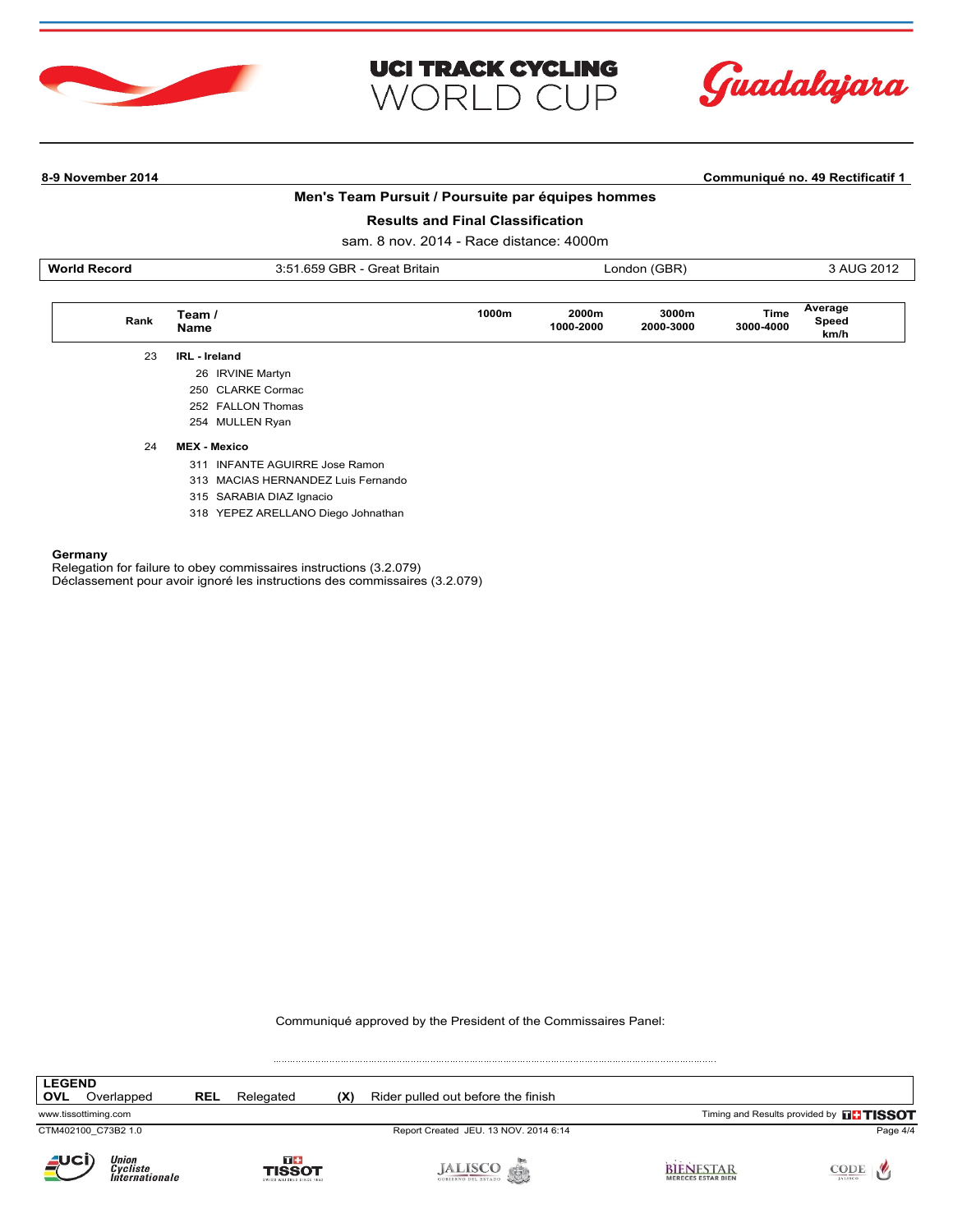# UCI TRACK CYCLING WORLD CUP

Guadalajara

**8-9 November 2014** **Communiqué no. 49 Rectificatif 1**

## Men's Team Pursuit / Poursuite par équipes hommes

### Results and Final Classification

sam. 8 nov. 2014 - Race distance: 4000m

| **World Record** | 3:51.659 GBR - Great Britain | London (GBR) | 3 AUG 2012 |
|---|---|---|---|

| Rank | Team / Name | 1000m | 2000m 1000-2000 | 3000m 2000-3000 | Time 3000-4000 | Average Speed km/h |
|---|---|---|---|---|---|---|
| 23 | **IRL - Ireland** | | | | | |
| | 26 IRVINE Martyn | | | | | |
| | 250 CLARKE Cormac | | | | | |
| | 252 FALLON Thomas | | | | | |
| | 254 MULLEN Ryan | | | | | |
| 24 | **MEX - Mexico** | | | | | |
| | 311 INFANTE AGUIRRE Jose Ramon | | | | | |
| | 313 MACIAS HERNANDEZ Luis Fernando | | | | | |
| | 315 SARABIA DIAZ Ignacio | | | | | |
| | 318 YEPEZ ARELLANO Diego Johnathan | | | | | |

**Germany**
Relegation for failure to obey commissaires instructions (3.2.079)
Déclassement pour avoir ignoré les instructions des commissaires (3.2.079)

Communiqué approved by the President of the Commissaires Panel:

.................................................................................................................................................

| **LEGEND** | | | | | |
|---|---|---|---|---|---|
| **OVL** | Overlapped | **REL** | Relegated | **(X)** | Rider pulled out before the finish |

www.tissottiming.com — Timing and Results provided by TISSOT

CTM402100_C73B2 1.0 — Report Created JEU. 13 NOV. 2014 6:14